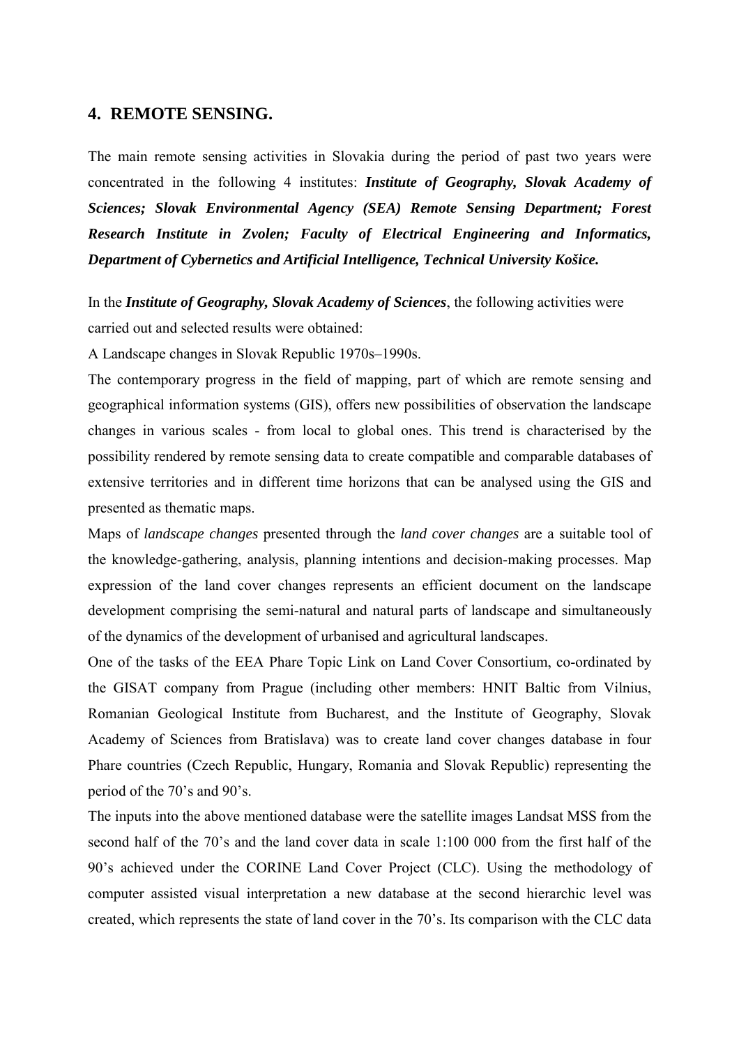## 4. REMOTE SENSING.

The main remote sensing activities in Slovakia during the period of past two years were concentrated in the following 4 institutes: ***Institute of Geography, Slovak Academy of Sciences; Slovak Environmental Agency (SEA) Remote Sensing Department; Forest Research Institute in Zvolen; Faculty of Electrical Engineering and Informatics, Department of Cybernetics and Artificial Intelligence, Technical University Košice.***

In the ***Institute of Geography, Slovak Academy of Sciences***, the following activities were carried out and selected results were obtained:

A Landscape changes in Slovak Republic 1970s–1990s.

The contemporary progress in the field of mapping, part of which are remote sensing and geographical information systems (GIS), offers new possibilities of observation the landscape changes in various scales - from local to global ones. This trend is characterised by the possibility rendered by remote sensing data to create compatible and comparable databases of extensive territories and in different time horizons that can be analysed using the GIS and presented as thematic maps.

Maps of *landscape changes* presented through the *land cover changes* are a suitable tool of the knowledge-gathering, analysis, planning intentions and decision-making processes. Map expression of the land cover changes represents an efficient document on the landscape development comprising the semi-natural and natural parts of landscape and simultaneously of the dynamics of the development of urbanised and agricultural landscapes.

One of the tasks of the EEA Phare Topic Link on Land Cover Consortium, co-ordinated by the GISAT company from Prague (including other members: HNIT Baltic from Vilnius, Romanian Geological Institute from Bucharest, and the Institute of Geography, Slovak Academy of Sciences from Bratislava) was to create land cover changes database in four Phare countries (Czech Republic, Hungary, Romania and Slovak Republic) representing the period of the 70's and 90's.

The inputs into the above mentioned database were the satellite images Landsat MSS from the second half of the 70's and the land cover data in scale 1:100 000 from the first half of the 90's achieved under the CORINE Land Cover Project (CLC). Using the methodology of computer assisted visual interpretation a new database at the second hierarchic level was created, which represents the state of land cover in the 70's. Its comparison with the CLC data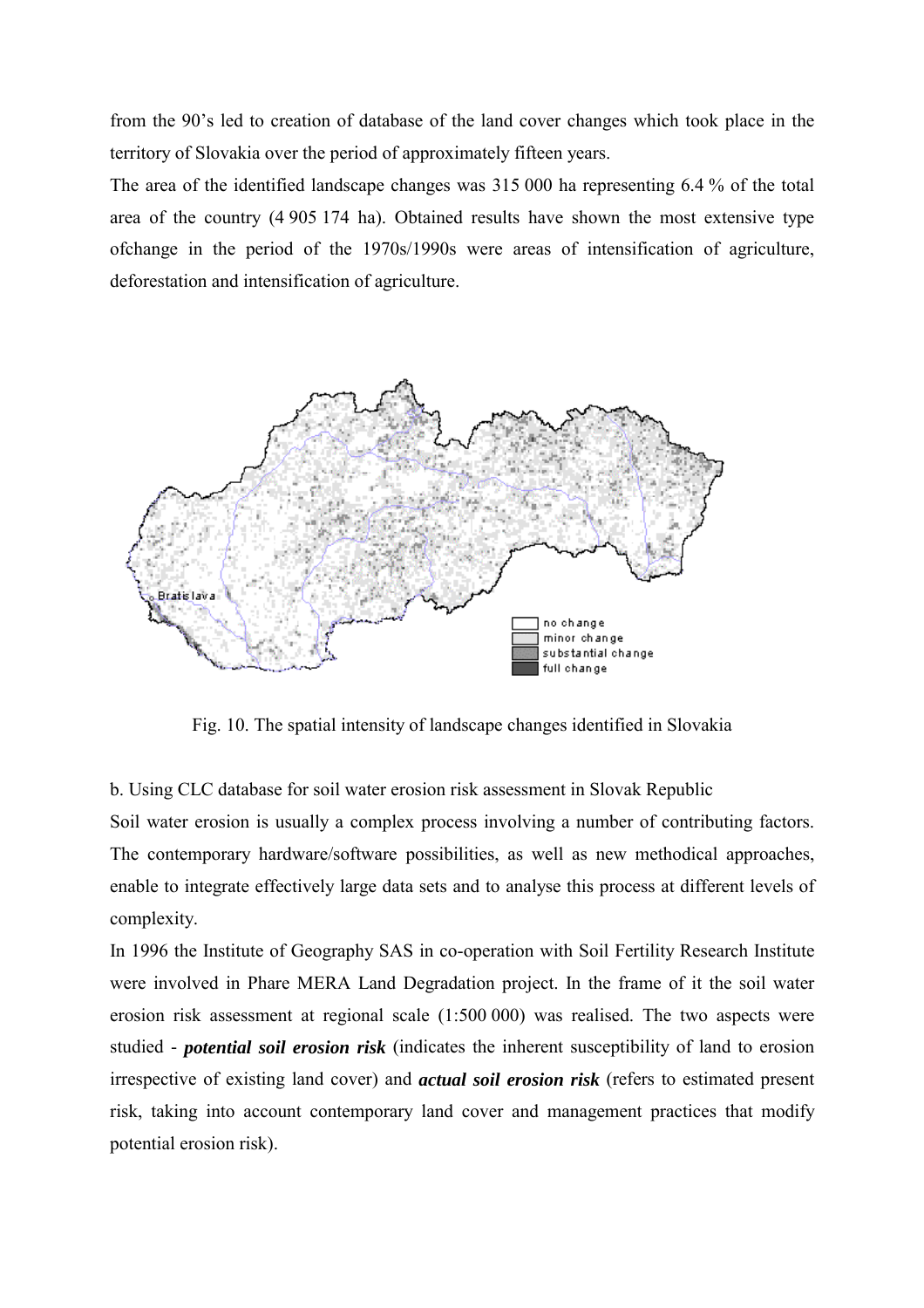from the 90's led to creation of database of the land cover changes which took place in the territory of Slovakia over the period of approximately fifteen years.

The area of the identified landscape changes was 315 000 ha representing 6.4 % of the total area of the country (4 905 174 ha). Obtained results have shown the most extensive type ofchange in the period of the 1970s/1990s were areas of intensification of agriculture, deforestation and intensification of agriculture.

Bratislava

no change
minor change
substantial change
full change

Fig. 10. The spatial intensity of landscape changes identified in Slovakia

b. Using CLC database for soil water erosion risk assessment in Slovak Republic

Soil water erosion is usually a complex process involving a number of contributing factors. The contemporary hardware/software possibilities, as well as new methodical approaches, enable to integrate effectively large data sets and to analyse this process at different levels of complexity.

In 1996 the Institute of Geography SAS in co-operation with Soil Fertility Research Institute were involved in Phare MERA Land Degradation project. In the frame of it the soil water erosion risk assessment at regional scale (1:500 000) was realised. The two aspects were studied - ***potential soil erosion risk*** (indicates the inherent susceptibility of land to erosion irrespective of existing land cover) and ***actual soil erosion risk*** (refers to estimated present risk, taking into account contemporary land cover and management practices that modify potential erosion risk).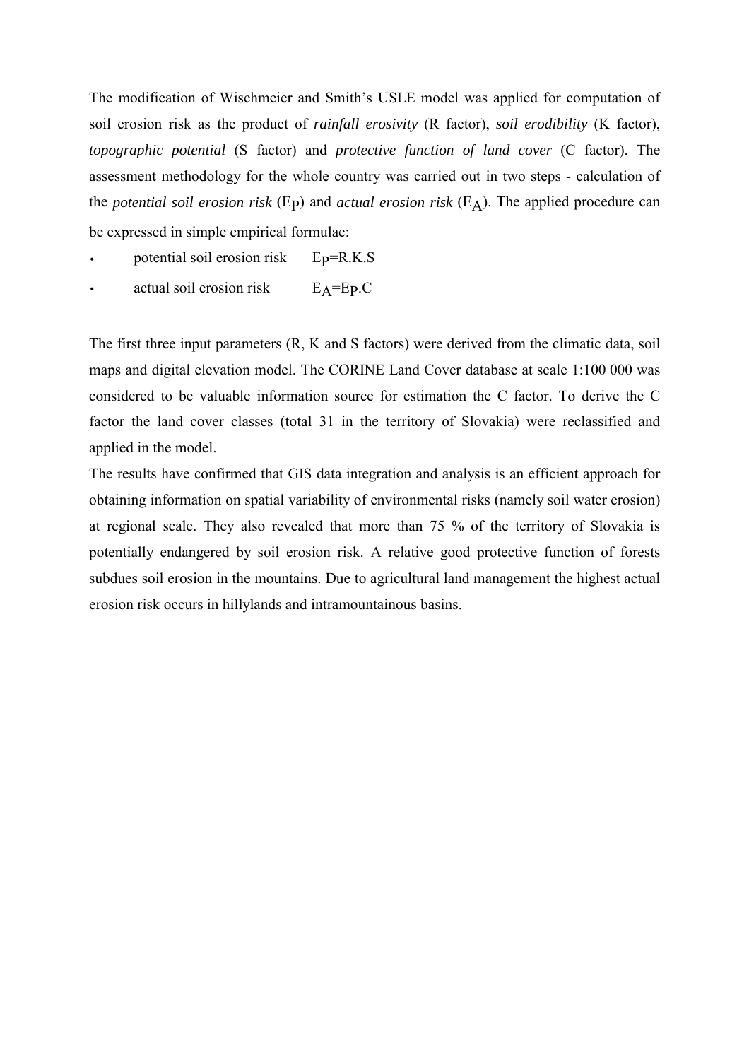The modification of Wischmeier and Smith's USLE model was applied for computation of soil erosion risk as the product of *rainfall erosivity* (R factor), *soil erodibility* (K factor), *topographic potential* (S factor) and *protective function of land cover* (C factor). The assessment methodology for the whole country was carried out in two steps - calculation of the *potential soil erosion risk* ($E_P$) and *actual erosion risk* ($E_A$). The applied procedure can be expressed in simple empirical formulae:

- potential soil erosion risk $E_P = R.K.S$
- actual soil erosion risk $E_A = E_P.C$

The first three input parameters (R, K and S factors) were derived from the climatic data, soil maps and digital elevation model. The CORINE Land Cover database at scale 1:100 000 was considered to be valuable information source for estimation the C factor. To derive the C factor the land cover classes (total 31 in the territory of Slovakia) were reclassified and applied in the model.

The results have confirmed that GIS data integration and analysis is an efficient approach for obtaining information on spatial variability of environmental risks (namely soil water erosion) at regional scale. They also revealed that more than 75 % of the territory of Slovakia is potentially endangered by soil erosion risk. A relative good protective function of forests subdues soil erosion in the mountains. Due to agricultural land management the highest actual erosion risk occurs in hillylands and intramountainous basins.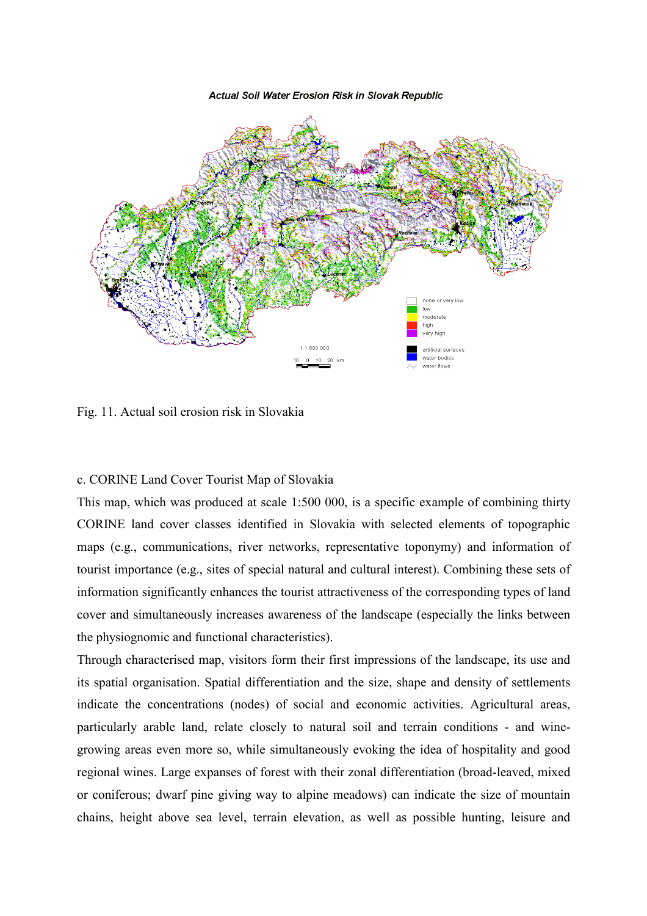Actual Soil Water Erosion Risk in Slovak Republic

Žilina
Trenčín
Banská Bystrica
Poprad
Prešov
Humenné
Košice
Rožňava
Trnava
Bratislava
Nitra
Lučenec

none or very low
low
moderate
high
very high
artificial surfaces
water bodies
water flows

1:1 600 000
10 0 10 20 km

Fig. 11. Actual soil erosion risk in Slovakia

c. CORINE Land Cover Tourist Map of Slovakia

This map, which was produced at scale 1:500 000, is a specific example of combining thirty CORINE land cover classes identified in Slovakia with selected elements of topographic maps (e.g., communications, river networks, representative toponymy) and information of tourist importance (e.g., sites of special natural and cultural interest). Combining these sets of information significantly enhances the tourist attractiveness of the corresponding types of land cover and simultaneously increases awareness of the landscape (especially the links between the physiognomic and functional characteristics).

Through characterised map, visitors form their first impressions of the landscape, its use and its spatial organisation. Spatial differentiation and the size, shape and density of settlements indicate the concentrations (nodes) of social and economic activities. Agricultural areas, particularly arable land, relate closely to natural soil and terrain conditions - and wine-growing areas even more so, while simultaneously evoking the idea of hospitality and good regional wines. Large expanses of forest with their zonal differentiation (broad-leaved, mixed or coniferous; dwarf pine giving way to alpine meadows) can indicate the size of mountain chains, height above sea level, terrain elevation, as well as possible hunting, leisure and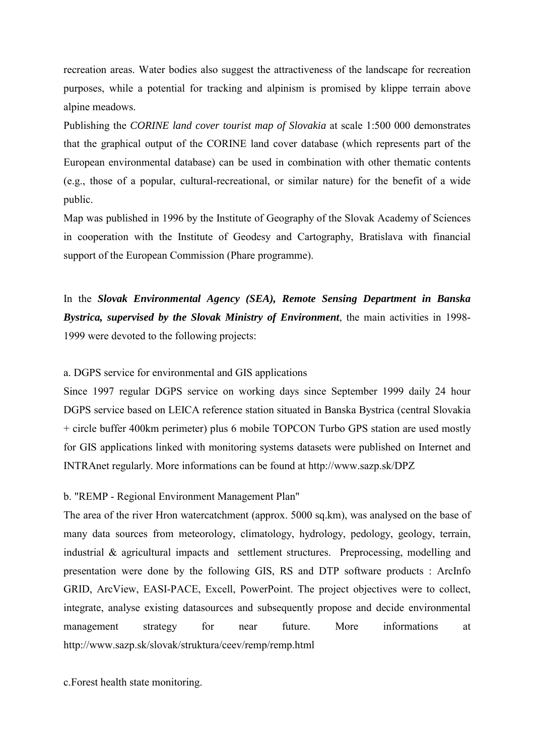recreation areas. Water bodies also suggest the attractiveness of the landscape for recreation purposes, while a potential for tracking and alpinism is promised by klippe terrain above alpine meadows.

Publishing the *CORINE land cover tourist map of Slovakia* at scale 1:500 000 demonstrates that the graphical output of the CORINE land cover database (which represents part of the European environmental database) can be used in combination with other thematic contents (e.g., those of a popular, cultural-recreational, or similar nature) for the benefit of a wide public.

Map was published in 1996 by the Institute of Geography of the Slovak Academy of Sciences in cooperation with the Institute of Geodesy and Cartography, Bratislava with financial support of the European Commission (Phare programme).

In the ***Slovak Environmental Agency (SEA), Remote Sensing Department in Banska Bystrica, supervised by the Slovak Ministry of Environment***, the main activities in 1998-1999 were devoted to the following projects:

a. DGPS service for environmental and GIS applications

Since 1997 regular DGPS service on working days since September 1999 daily 24 hour DGPS service based on LEICA reference station situated in Banska Bystrica (central Slovakia + circle buffer 400km perimeter) plus 6 mobile TOPCON Turbo GPS station are used mostly for GIS applications linked with monitoring systems datasets were published on Internet and INTRAnet regularly. More informations can be found at http://www.sazp.sk/DPZ

b. "REMP - Regional Environment Management Plan"

The area of the river Hron watercatchment (approx. 5000 sq.km), was analysed on the base of many data sources from meteorology, climatology, hydrology, pedology, geology, terrain, industrial & agricultural impacts and settlement structures. Preprocessing, modelling and presentation were done by the following GIS, RS and DTP software products : ArcInfo GRID, ArcView, EASI-PACE, Excell, PowerPoint. The project objectives were to collect, integrate, analyse existing datasources and subsequently propose and decide environmental management strategy for near future. More informations at http://www.sazp.sk/slovak/struktura/ceev/remp/remp.html

c.Forest health state monitoring.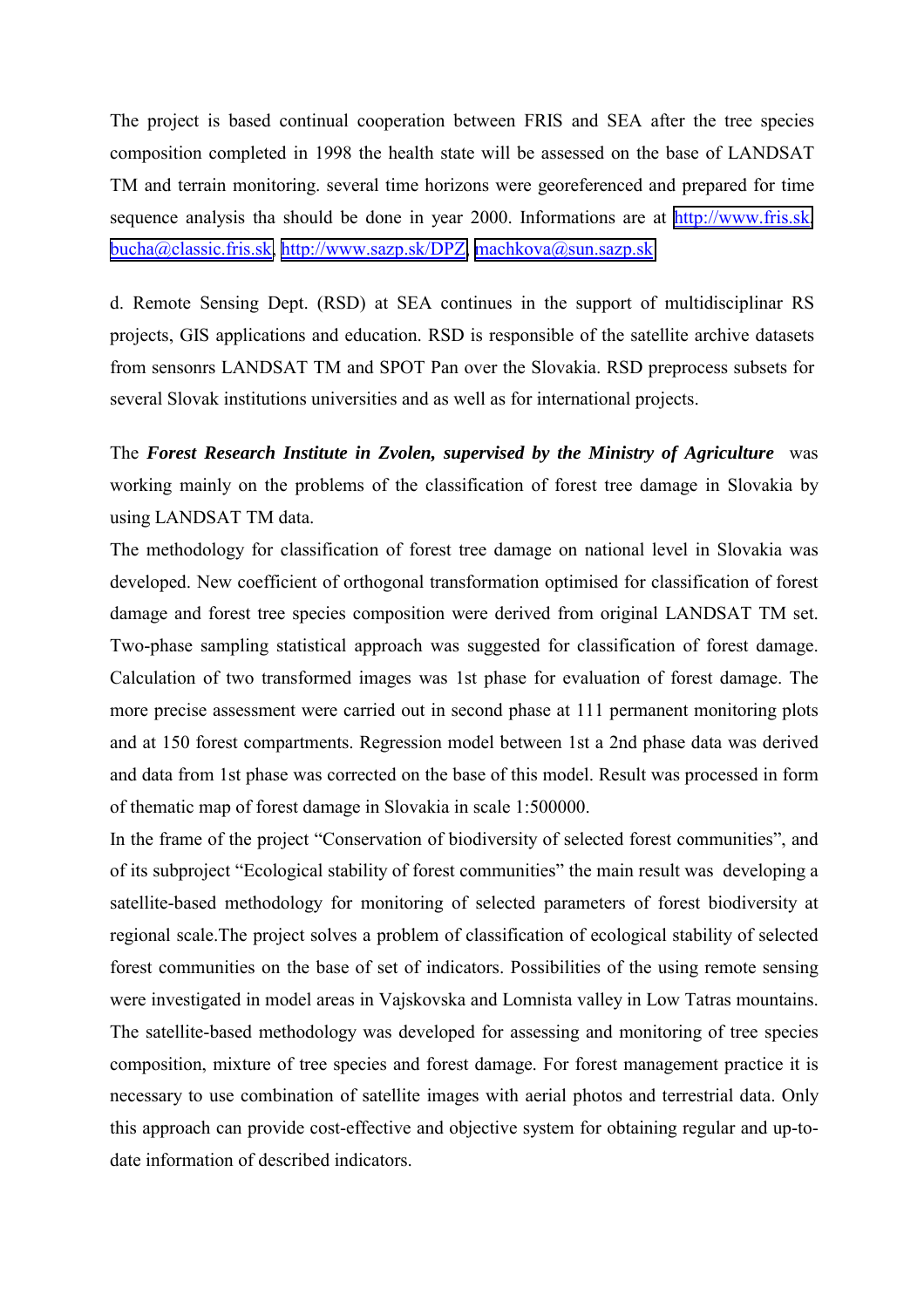The project is based continual cooperation between FRIS and SEA after the tree species composition completed in 1998 the health state will be assessed on the base of LANDSAT TM and terrain monitoring. several time horizons were georeferenced and prepared for time sequence analysis tha should be done in year 2000. Informations are at http://www.fris.sk, bucha@classic.fris.sk, http://www.sazp.sk/DPZ, machkova@sun.sazp.sk

d. Remote Sensing Dept. (RSD) at SEA continues in the support of multidisciplinar RS projects, GIS applications and education. RSD is responsible of the satellite archive datasets from sensonrs LANDSAT TM and SPOT Pan over the Slovakia. RSD preprocess subsets for several Slovak institutions universities and as well as for international projects.

The ***Forest Research Institute in Zvolen, supervised by the Ministry of Agriculture*** was working mainly on the problems of the classification of forest tree damage in Slovakia by using LANDSAT TM data.

The methodology for classification of forest tree damage on national level in Slovakia was developed. New coefficient of orthogonal transformation optimised for classification of forest damage and forest tree species composition were derived from original LANDSAT TM set. Two-phase sampling statistical approach was suggested for classification of forest damage. Calculation of two transformed images was 1st phase for evaluation of forest damage. The more precise assessment were carried out in second phase at 111 permanent monitoring plots and at 150 forest compartments. Regression model between 1st a 2nd phase data was derived and data from 1st phase was corrected on the base of this model. Result was processed in form of thematic map of forest damage in Slovakia in scale 1:500000.

In the frame of the project "Conservation of biodiversity of selected forest communities", and of its subproject "Ecological stability of forest communities" the main result was developing a satellite-based methodology for monitoring of selected parameters of forest biodiversity at regional scale.The project solves a problem of classification of ecological stability of selected forest communities on the base of set of indicators. Possibilities of the using remote sensing were investigated in model areas in Vajskovska and Lomnista valley in Low Tatras mountains. The satellite-based methodology was developed for assessing and monitoring of tree species composition, mixture of tree species and forest damage. For forest management practice it is necessary to use combination of satellite images with aerial photos and terrestrial data. Only this approach can provide cost-effective and objective system for obtaining regular and up-to-date information of described indicators.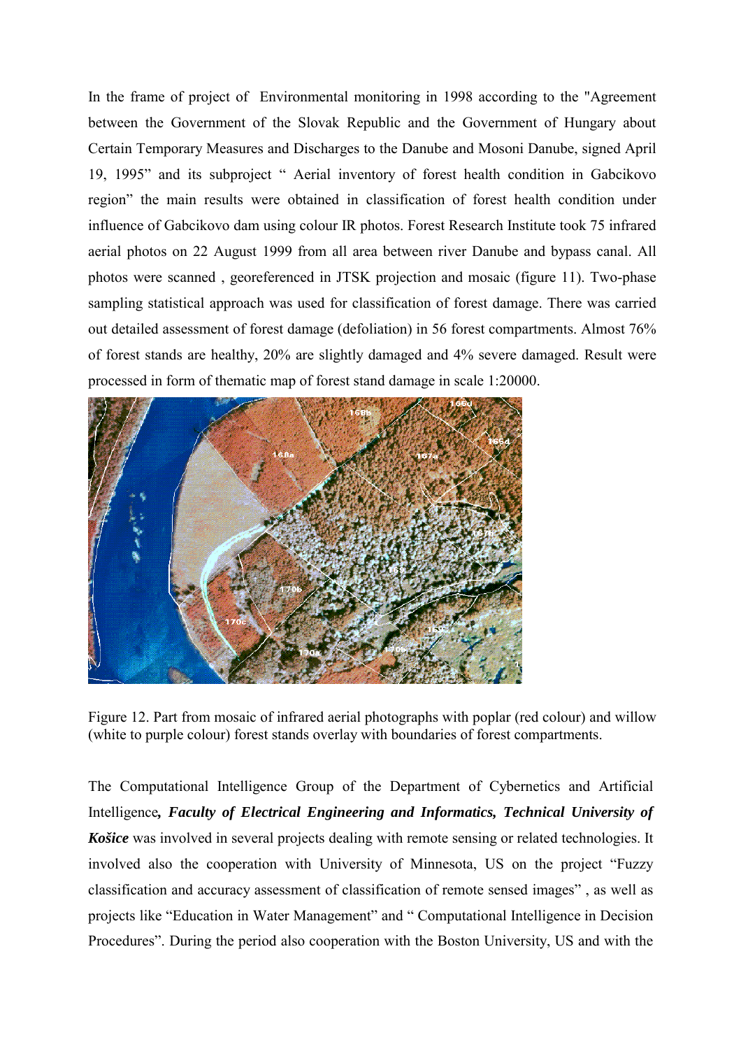In the frame of project of  Environmental monitoring in 1998 according to the "Agreement between the Government of the Slovak Republic and the Government of Hungary about Certain Temporary Measures and Discharges to the Danube and Mosoni Danube, signed April 19, 1995" and its subproject " Aerial inventory of forest health condition in Gabcikovo region" the main results were obtained in classification of forest health condition under influence of Gabcikovo dam using colour IR photos. Forest Research Institute took 75 infrared aerial photos on 22 August 1999 from all area between river Danube and bypass canal. All photos were scanned , georeferenced in JTSK projection and mosaic (figure 11). Two-phase sampling statistical approach was used for classification of forest damage. There was carried out detailed assessment of forest damage (defoliation) in 56 forest compartments. Almost 76% of forest stands are healthy, 20% are slightly damaged and 4% severe damaged. Result were processed in form of thematic map of forest stand damage in scale 1:20000.

Figure 12. Part from mosaic of infrared aerial photographs with poplar (red colour) and willow (white to purple colour) forest stands overlay with boundaries of forest compartments.

The Computational Intelligence Group of the Department of Cybernetics and Artificial Intelligence***, Faculty of Electrical Engineering and Informatics, Technical University of Košice*** was involved in several projects dealing with remote sensing or related technologies. It involved also the cooperation with University of Minnesota, US on the project "Fuzzy classification and accuracy assessment of classification of remote sensed images" , as well as projects like "Education in Water Management" and " Computational Intelligence in Decision Procedures". During the period also cooperation with the Boston University, US and with the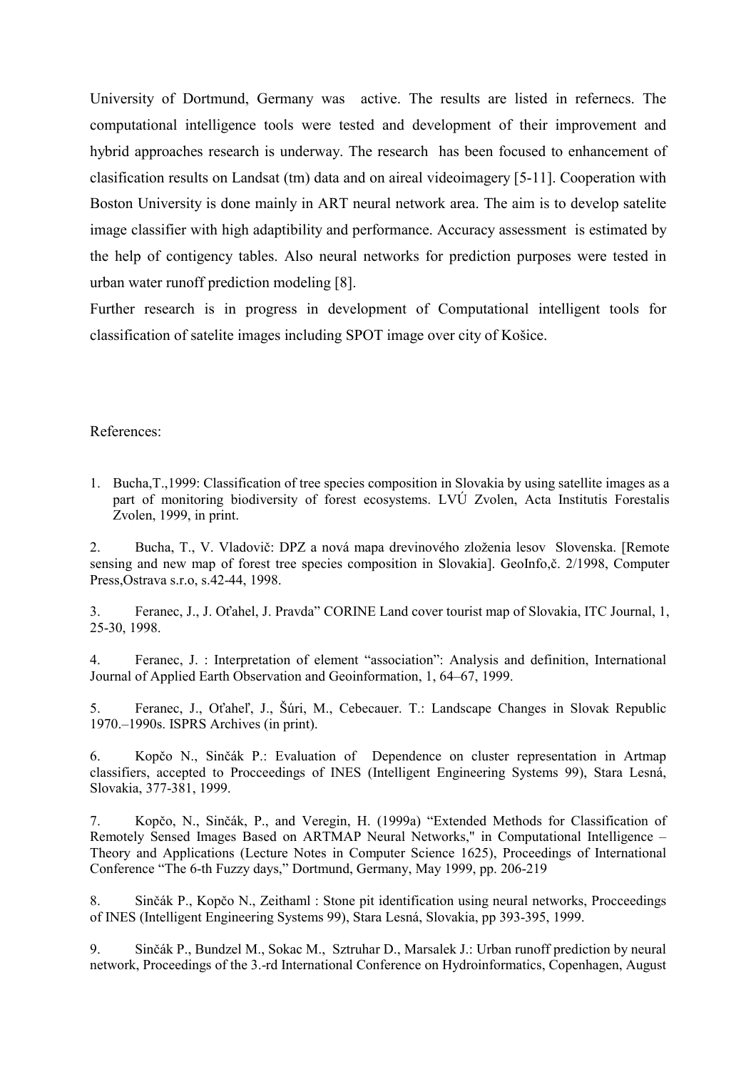University of Dortmund, Germany was active. The results are listed in refernecs. The computational intelligence tools were tested and development of their improvement and hybrid approaches research is underway. The research has been focused to enhancement of clasification results on Landsat (tm) data and on aireal videoimagery [5-11]. Cooperation with Boston University is done mainly in ART neural network area. The aim is to develop satelite image classifier with high adaptibility and performance. Accuracy assessment is estimated by the help of contigency tables. Also neural networks for prediction purposes were tested in urban water runoff prediction modeling [8].

Further research is in progress in development of Computational intelligent tools for classification of satelite images including SPOT image over city of Košice.

References:

1. Bucha,T.,1999: Classification of tree species composition in Slovakia by using satellite images as a part of monitoring biodiversity of forest ecosystems. LVÚ Zvolen, Acta Institutis Forestalis Zvolen, 1999, in print.

2. Bucha, T., V. Vladovič: DPZ a nová mapa drevinového zloženia lesov Slovenska. [Remote sensing and new map of forest tree species composition in Slovakia]. GeoInfo,č. 2/1998, Computer Press,Ostrava s.r.o, s.42-44, 1998.

3. Feranec, J., J. Oťahel, J. Pravda" CORINE Land cover tourist map of Slovakia, ITC Journal, 1, 25-30, 1998.

4. Feranec, J. : Interpretation of element "association": Analysis and definition, International Journal of Applied Earth Observation and Geoinformation, 1, 64–67, 1999.

5. Feranec, J., Oťaheľ, J., Šúri, M., Cebecauer. T.: Landscape Changes in Slovak Republic 1970.–1990s. ISPRS Archives (in print).

6. Kopčo N., Sinčák P.: Evaluation of Dependence on cluster representation in Artmap classifiers, accepted to Procceedings of INES (Intelligent Engineering Systems 99), Stara Lesná, Slovakia, 377-381, 1999.

7. Kopčo, N., Sinčák, P., and Veregin, H. (1999a) "Extended Methods for Classification of Remotely Sensed Images Based on ARTMAP Neural Networks," in Computational Intelligence – Theory and Applications (Lecture Notes in Computer Science 1625), Proceedings of International Conference "The 6-th Fuzzy days," Dortmund, Germany, May 1999, pp. 206-219

8. Sinčák P., Kopčo N., Zeithaml : Stone pit identification using neural networks, Procceedings of INES (Intelligent Engineering Systems 99), Stara Lesná, Slovakia, pp 393-395, 1999.

9. Sinčák P., Bundzel M., Sokac M., Sztruhar D., Marsalek J.: Urban runoff prediction by neural network, Proceedings of the 3.-rd International Conference on Hydroinformatics, Copenhagen, August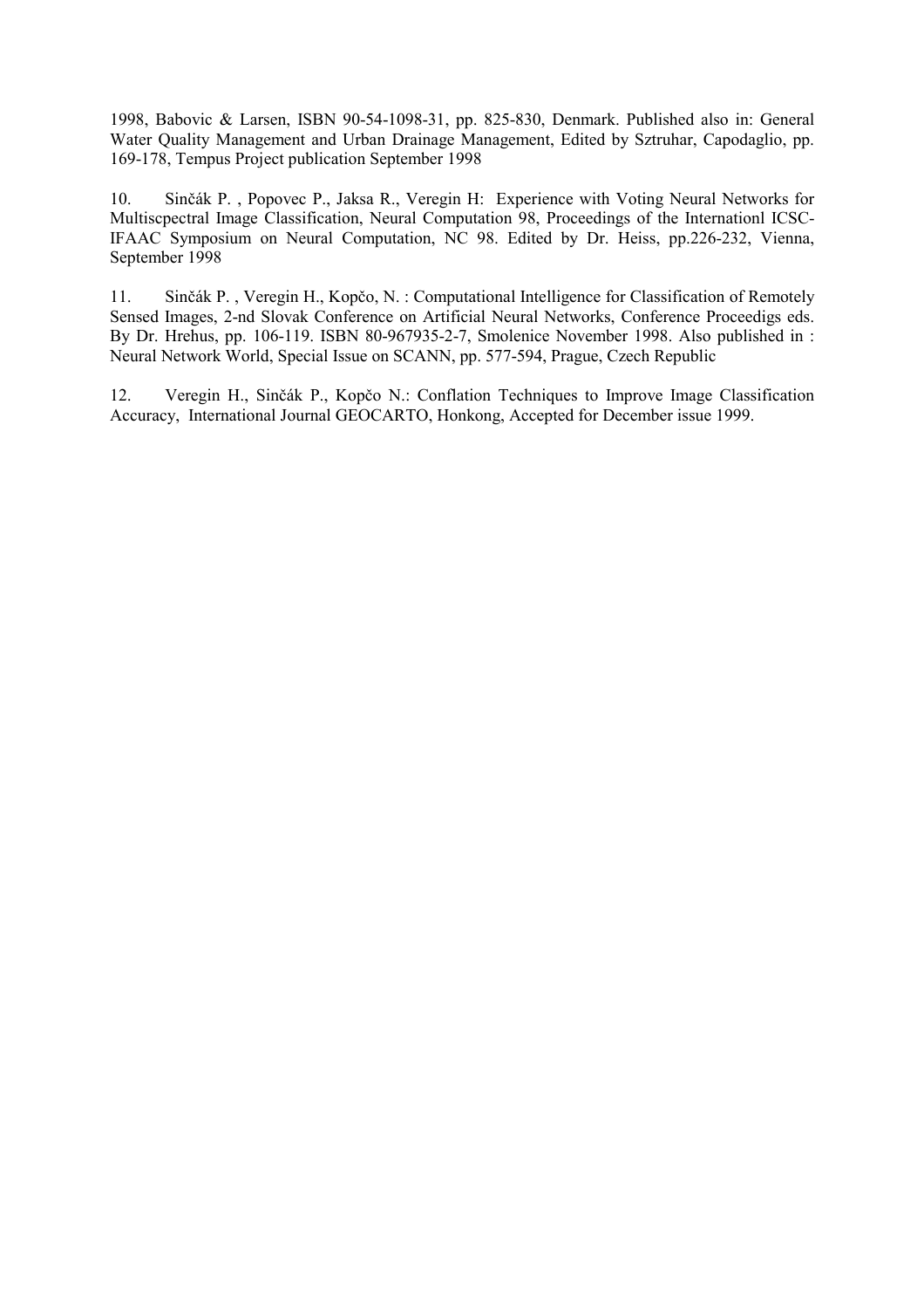1998, Babovic & Larsen, ISBN 90-54-1098-31, pp. 825-830, Denmark. Published also in: General Water Quality Management and Urban Drainage Management, Edited by Sztruhar, Capodaglio, pp. 169-178, Tempus Project publication September 1998

10. Sinčák P. , Popovec P., Jaksa R., Veregin H: Experience with Voting Neural Networks for Multiscpectral Image Classification, Neural Computation 98, Proceedings of the Internationl ICSC-IFAAC Symposium on Neural Computation, NC 98. Edited by Dr. Heiss, pp.226-232, Vienna, September 1998

11. Sinčák P. , Veregin H., Kopčo, N. : Computational Intelligence for Classification of Remotely Sensed Images, 2-nd Slovak Conference on Artificial Neural Networks, Conference Proceedigs eds. By Dr. Hrehus, pp. 106-119. ISBN 80-967935-2-7, Smolenice November 1998. Also published in : Neural Network World, Special Issue on SCANN, pp. 577-594, Prague, Czech Republic

12. Veregin H., Sinčák P., Kopčo N.: Conflation Techniques to Improve Image Classification Accuracy, International Journal GEOCARTO, Honkong, Accepted for December issue 1999.